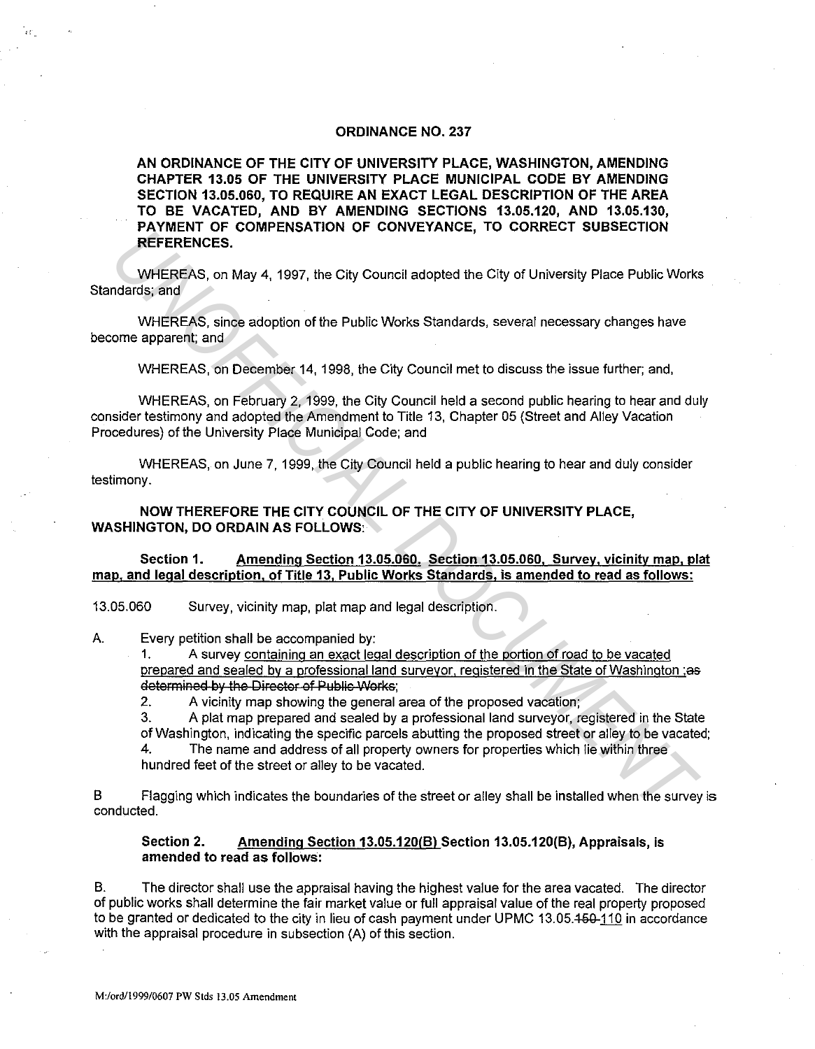## ORDINANCE NO. 237

**AN ORDINANCE OF THE CITY OF UNIVERSITY PLACE, WASHINGTON, AMENDING CHAPTER 13.05 OF THE UNIVERSITY PLACE MUNICIPAL CODE BY AMENDING SECTION 13.05.060, TO REQUIRE AN EXACT LEGAL DESCRIPTION OF THE AREA TO BE VACATED, AND BY AMENDING SECTIONS 13.05.120, AND 13.05.130, PAYMENT OF COMPENSATION OF CONVEYANCE, TO CORRECT SUBSECTION REFERENCES.**

WHEREAS, on May 4, 1997, the City Council adopted the City of University Place Public Works Standards; and

WHEREAS, since adoption of the Public Works Standards, several necessary changes have become apparent; and

WHEREAS, on December 14, 1998, the City Council met to discuss the issue further; and,

WHEREAS, on February 2, 1999, the City Council held a second public hearing to hear and duly consider testimony and adopted the Amendment to Title 13, Chapter 05 (Street and Alley Vacation Procedures) of the University Place Municipal Code; and

WHEREAS, on June 7, 1999, the City Council held a public hearing to hear and duly consider testimony.

**NOW THEREFORE THE CITY COUNCIL OF THE CITY OF UNIVERSITY PLACE, WASHINGTON, DO ORDAIN AS FOLLOWS:**

**Section 1. <u>Amending Section 13.05.060. Section 13.05.060, Survey, vicinity map, plat map, and legal description, of Title 13, Public Works Standards, is amended to read as follows:</u>**

13.05.060 Survey, vicinity map, plat map and legal description.

A. Every petition shall be accompanied by:

1. A survey <u>containing an exact legal description of the portion of road to be vacated prepared and sealed by a professional land surveyor, registered in the State of Washington</u> ;~~as determined by the Director of Public Works~~;
2. A vicinity map showing the general area of the proposed vacation;
3. A plat map prepared and sealed by a professional land surveyor, registered in the State of Washington, indicating the specific parcels abutting the proposed street or alley to be vacated;
4. The name and address of all property owners for properties which lie within three hundred feet of the street or alley to be vacated.

B Flagging which indicates the boundaries of the street or alley shall be installed when the survey is conducted.

**Section 2. <u>Amending Section 13.05.120(B)</u> Section 13.05.120(B), Appraisals, is amended to read as follows:**

B. The director shall use the appraisal having the highest value for the area vacated. The director of public works shall determine the fair market value or full appraisal value of the real property proposed to be granted or dedicated to the city in lieu of cash payment under UPMC 13.05.~~150~~-<u>110</u> in accordance with the appraisal procedure in subsection (A) of this section.

M:/ord/1999/0607 PW Stds 13.05 Amendment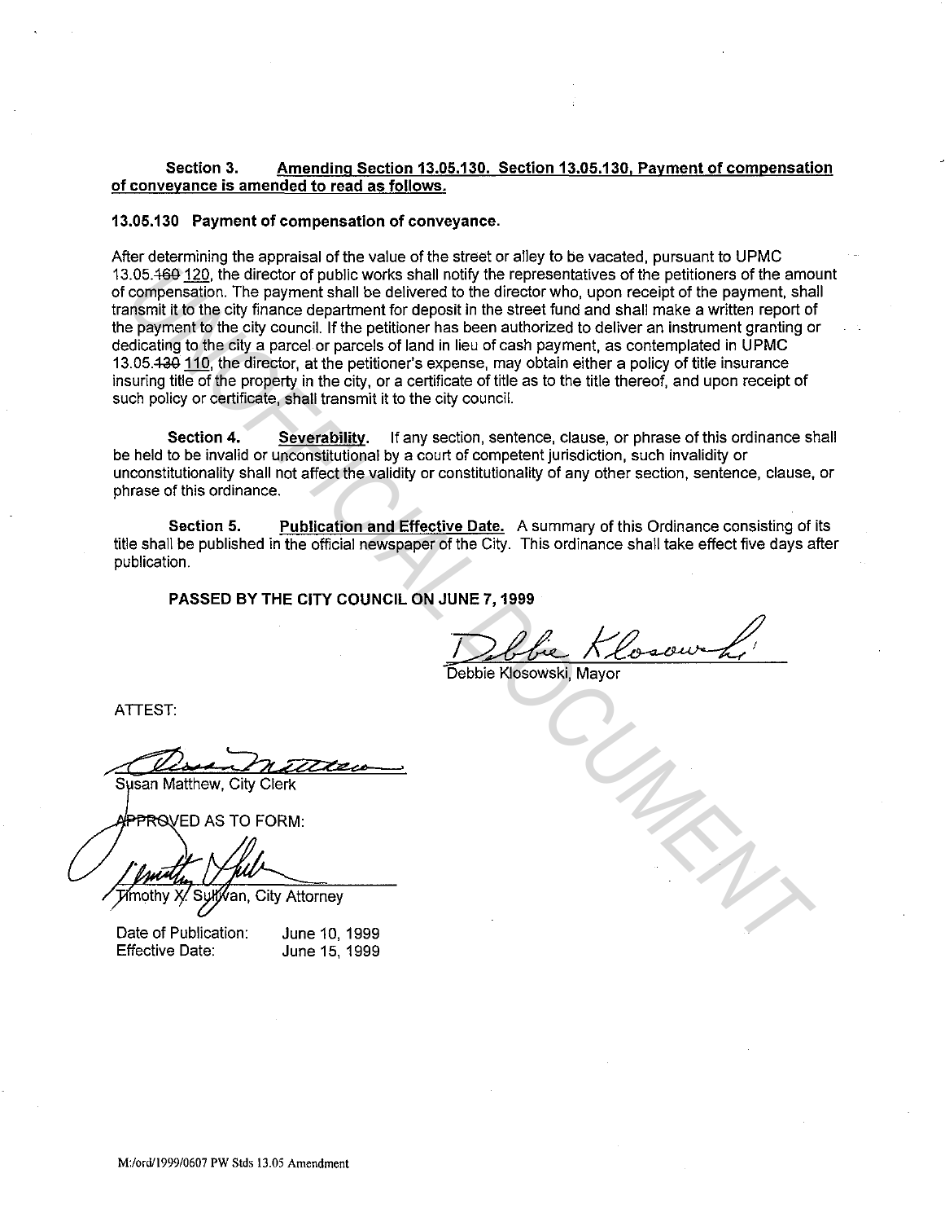**Section 3. <u>Amending Section 13.05.130. Section 13.05.130, Payment of compensation of conveyance is amended to read as follows.</u>**

**13.05.130 Payment of compensation of conveyance.**

After determining the appraisal of the value of the street or alley to be vacated, pursuant to UPMC 13.05.~~160~~ <u>120</u>, the director of public works shall notify the representatives of the petitioners of the amount of compensation. The payment shall be delivered to the director who, upon receipt of the payment, shall transmit it to the city finance department for deposit in the street fund and shall make a written report of the payment to the city council. If the petitioner has been authorized to deliver an instrument granting or dedicating to the city a parcel or parcels of land in lieu of cash payment, as contemplated in UPMC 13.05.~~130~~ <u>110</u>, the director, at the petitioner's expense, may obtain either a policy of title insurance insuring title of the property in the city, or a certificate of title as to the title thereof, and upon receipt of such policy or certificate, shall transmit it to the city council.

**Section 4. <u>Severability</u>.** If any section, sentence, clause, or phrase of this ordinance shall be held to be invalid or unconstitutional by a court of competent jurisdiction, such invalidity or unconstitutionality shall not affect the validity or constitutionality of any other section, sentence, clause, or phrase of this ordinance.

**Section 5. <u>Publication and Effective Date.</u>** A summary of this Ordinance consisting of its title shall be published in the official newspaper of the City. This ordinance shall take effect five days after publication.

**PASSED BY THE CITY COUNCIL ON JUNE 7, 1999**

Debbie Klosowski, Mayor

ATTEST:

Susan Matthew, City Clerk

APPROVED AS TO FORM:

Timothy X. Sullivan, City Attorney

Date of Publication: June 10, 1999
Effective Date: June 15, 1999

M:/ord/1999/0607 PW Stds 13.05 Amendment